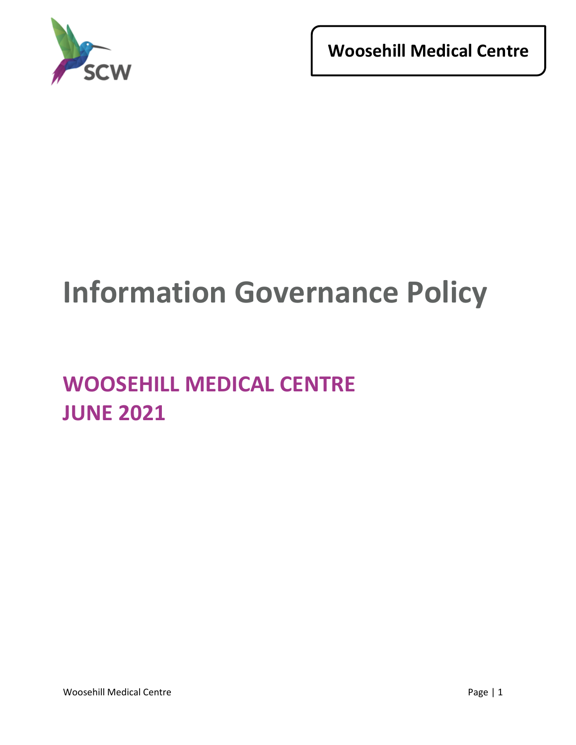**Woosehill Medical Centre**

# Information Governance Policy

## WOOSEHILL MEDICAL CENTRE
## JUNE 2021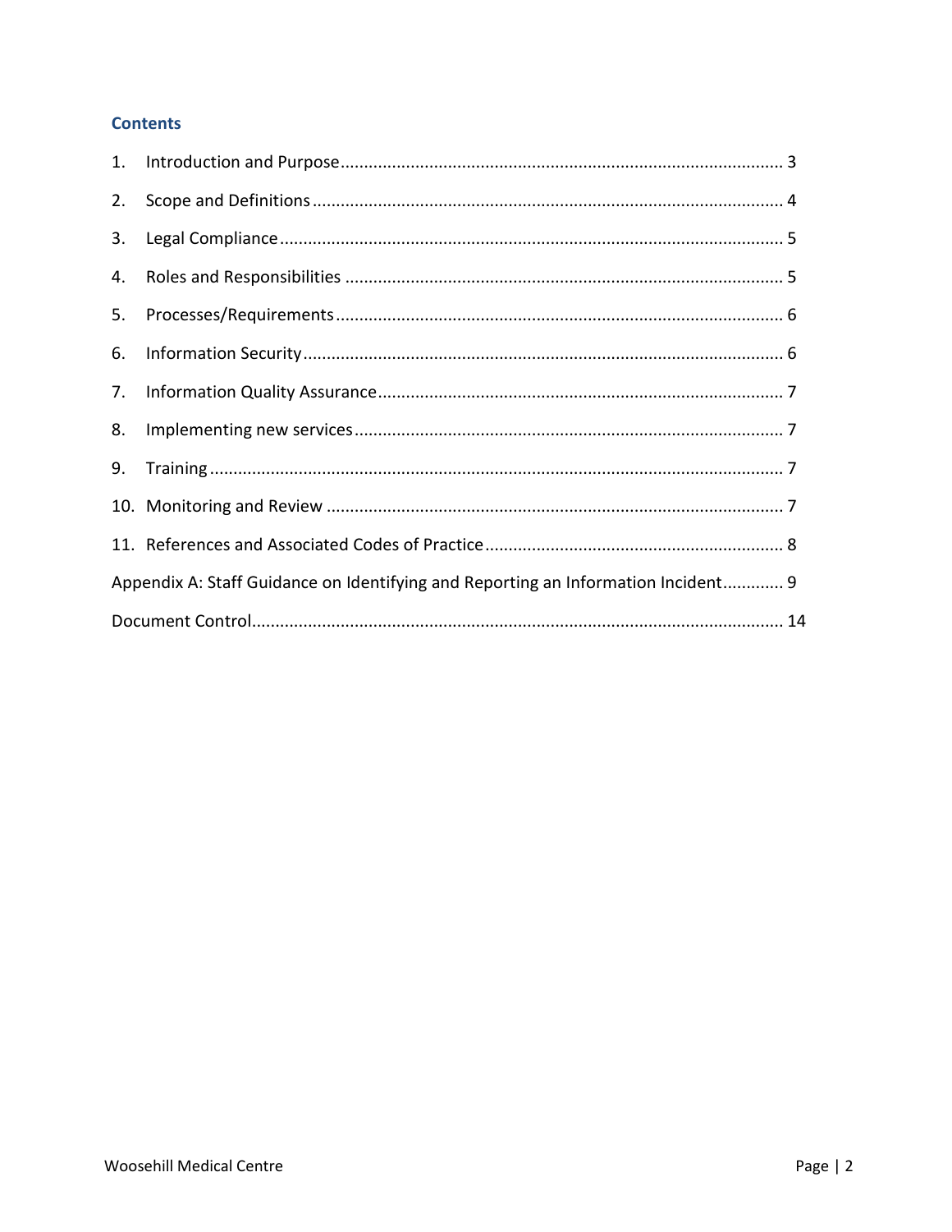## Contents

1. Introduction and Purpose .......... 3
2. Scope and Definitions .......... 4
3. Legal Compliance .......... 5
4. Roles and Responsibilities .......... 5
5. Processes/Requirements .......... 6
6. Information Security .......... 6
7. Information Quality Assurance .......... 7
8. Implementing new services .......... 7
9. Training .......... 7
10. Monitoring and Review .......... 7
11. References and Associated Codes of Practice .......... 8

Appendix A: Staff Guidance on Identifying and Reporting an Information Incident .......... 9

Document Control .......... 14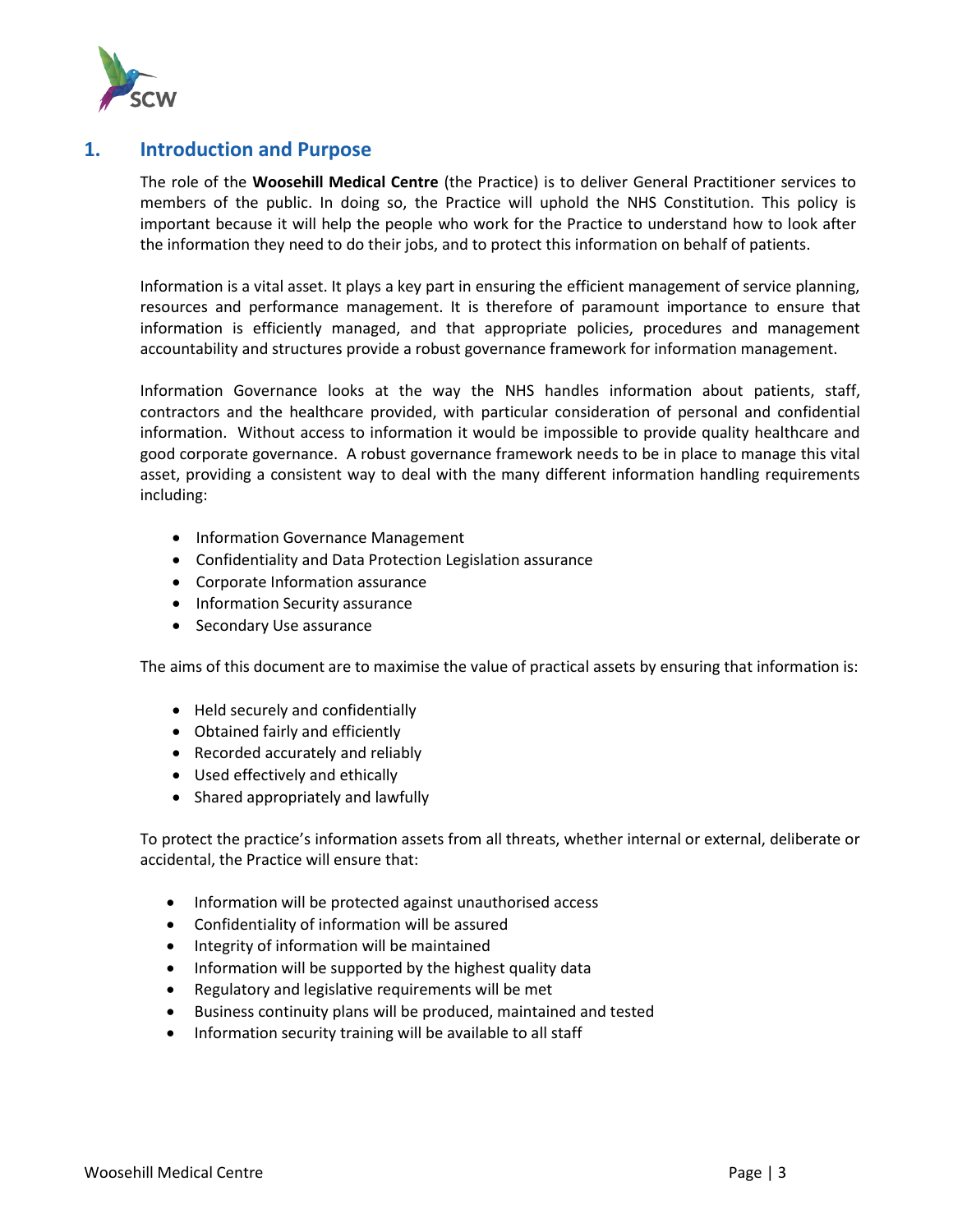## 1. Introduction and Purpose

The role of the **Woosehill Medical Centre** (the Practice) is to deliver General Practitioner services to members of the public. In doing so, the Practice will uphold the NHS Constitution. This policy is important because it will help the people who work for the Practice to understand how to look after the information they need to do their jobs, and to protect this information on behalf of patients.

Information is a vital asset. It plays a key part in ensuring the efficient management of service planning, resources and performance management. It is therefore of paramount importance to ensure that information is efficiently managed, and that appropriate policies, procedures and management accountability and structures provide a robust governance framework for information management.

Information Governance looks at the way the NHS handles information about patients, staff, contractors and the healthcare provided, with particular consideration of personal and confidential information. Without access to information it would be impossible to provide quality healthcare and good corporate governance. A robust governance framework needs to be in place to manage this vital asset, providing a consistent way to deal with the many different information handling requirements including:

- Information Governance Management
- Confidentiality and Data Protection Legislation assurance
- Corporate Information assurance
- Information Security assurance
- Secondary Use assurance

The aims of this document are to maximise the value of practical assets by ensuring that information is:

- Held securely and confidentially
- Obtained fairly and efficiently
- Recorded accurately and reliably
- Used effectively and ethically
- Shared appropriately and lawfully

To protect the practice's information assets from all threats, whether internal or external, deliberate or accidental, the Practice will ensure that:

- Information will be protected against unauthorised access
- Confidentiality of information will be assured
- Integrity of information will be maintained
- Information will be supported by the highest quality data
- Regulatory and legislative requirements will be met
- Business continuity plans will be produced, maintained and tested
- Information security training will be available to all staff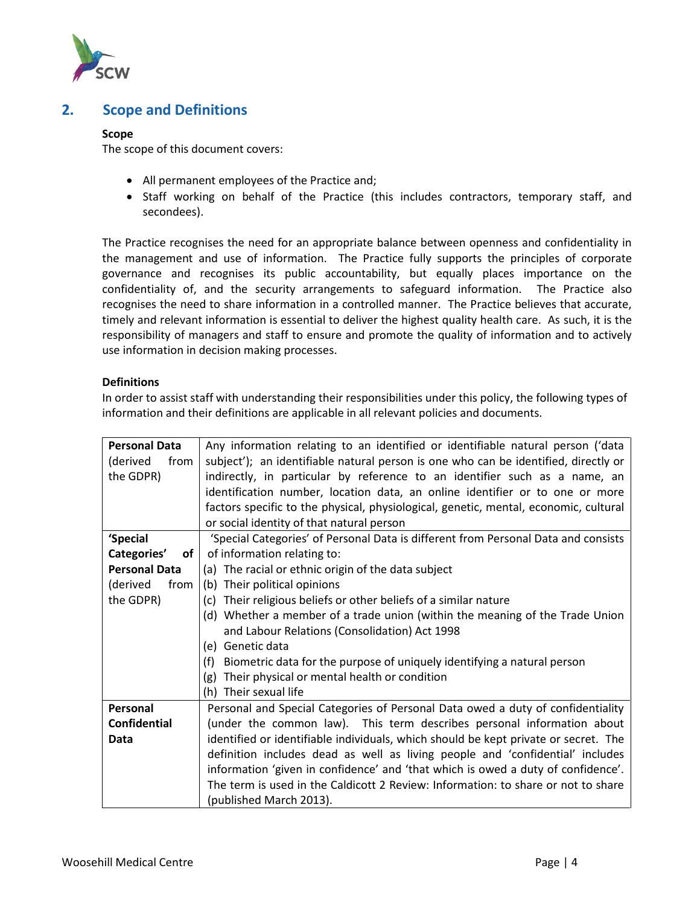## 2. Scope and Definitions

**Scope**

The scope of this document covers:

- All permanent employees of the Practice and;
- Staff working on behalf of the Practice (this includes contractors, temporary staff, and secondees).

The Practice recognises the need for an appropriate balance between openness and confidentiality in the management and use of information. The Practice fully supports the principles of corporate governance and recognises its public accountability, but equally places importance on the confidentiality of, and the security arrangements to safeguard information. The Practice also recognises the need to share information in a controlled manner. The Practice believes that accurate, timely and relevant information is essential to deliver the highest quality health care. As such, it is the responsibility of managers and staff to ensure and promote the quality of information and to actively use information in decision making processes.

**Definitions**

In order to assist staff with understanding their responsibilities under this policy, the following types of information and their definitions are applicable in all relevant policies and documents.

| | |
|---|---|
| **Personal Data** (derived from the GDPR) | Any information relating to an identified or identifiable natural person ('data subject'); an identifiable natural person is one who can be identified, directly or indirectly, in particular by reference to an identifier such as a name, an identification number, location data, an online identifier or to one or more factors specific to the physical, physiological, genetic, mental, economic, cultural or social identity of that natural person |
| **'Special Categories' of Personal Data** (derived from the GDPR) | 'Special Categories' of Personal Data is different from Personal Data and consists of information relating to:<br>(a) The racial or ethnic origin of the data subject<br>(b) Their political opinions<br>(c) Their religious beliefs or other beliefs of a similar nature<br>(d) Whether a member of a trade union (within the meaning of the Trade Union and Labour Relations (Consolidation) Act 1998<br>(e) Genetic data<br>(f) Biometric data for the purpose of uniquely identifying a natural person<br>(g) Their physical or mental health or condition<br>(h) Their sexual life |
| **Personal Confidential Data** | Personal and Special Categories of Personal Data owed a duty of confidentiality (under the common law). This term describes personal information about identified or identifiable individuals, which should be kept private or secret. The definition includes dead as well as living people and 'confidential' includes information 'given in confidence' and 'that which is owed a duty of confidence'. The term is used in the Caldicott 2 Review: Information: to share or not to share (published March 2013). |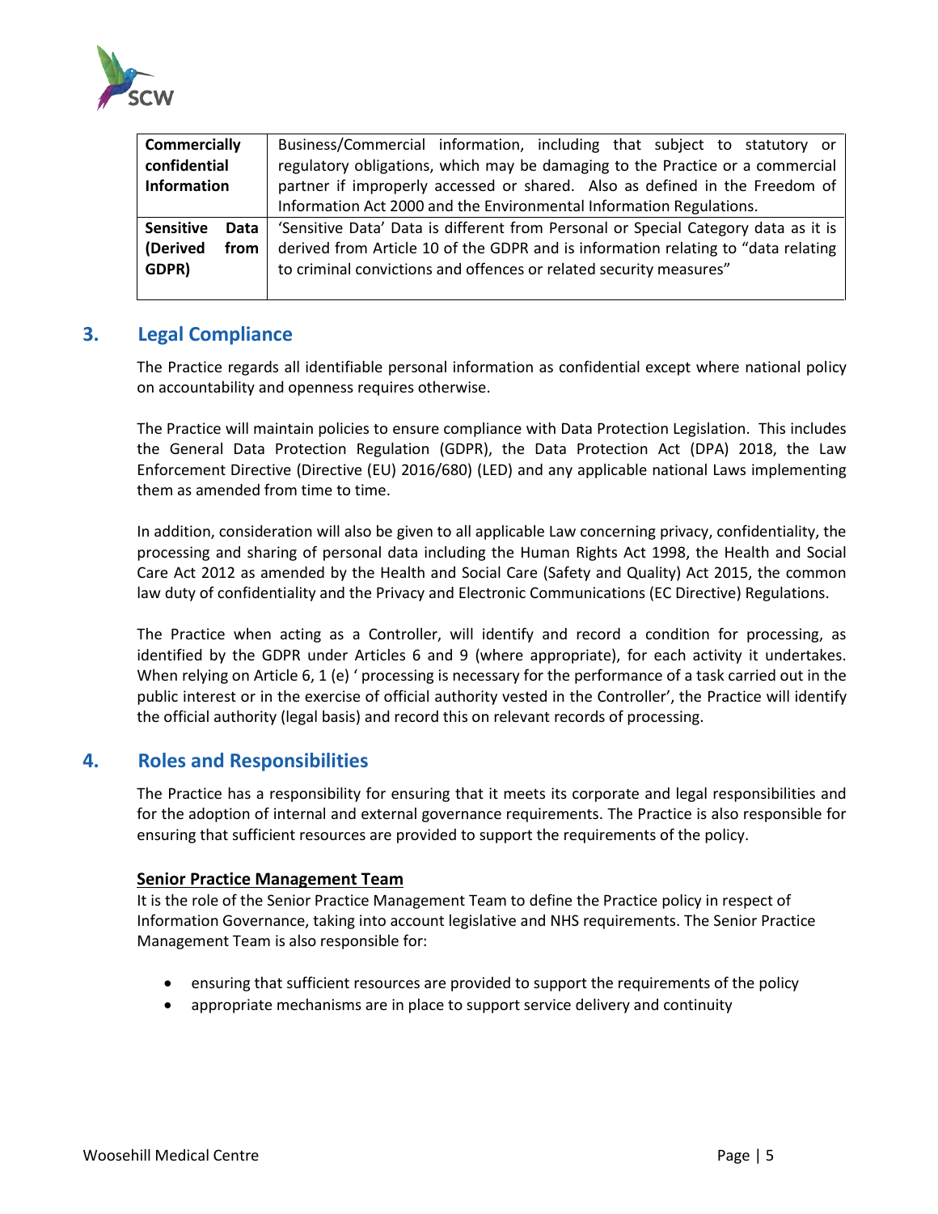| | |
|---|---|
| **Commercially confidential Information** | Business/Commercial information, including that subject to statutory or regulatory obligations, which may be damaging to the Practice or a commercial partner if improperly accessed or shared. Also as defined in the Freedom of Information Act 2000 and the Environmental Information Regulations. |
| **Sensitive Data (Derived from GDPR)** | 'Sensitive Data' Data is different from Personal or Special Category data as it is derived from Article 10 of the GDPR and is information relating to "data relating to criminal convictions and offences or related security measures" |

## 3. Legal Compliance

The Practice regards all identifiable personal information as confidential except where national policy on accountability and openness requires otherwise.

The Practice will maintain policies to ensure compliance with Data Protection Legislation. This includes the General Data Protection Regulation (GDPR), the Data Protection Act (DPA) 2018, the Law Enforcement Directive (Directive (EU) 2016/680) (LED) and any applicable national Laws implementing them as amended from time to time.

In addition, consideration will also be given to all applicable Law concerning privacy, confidentiality, the processing and sharing of personal data including the Human Rights Act 1998, the Health and Social Care Act 2012 as amended by the Health and Social Care (Safety and Quality) Act 2015, the common law duty of confidentiality and the Privacy and Electronic Communications (EC Directive) Regulations.

The Practice when acting as a Controller, will identify and record a condition for processing, as identified by the GDPR under Articles 6 and 9 (where appropriate), for each activity it undertakes. When relying on Article 6, 1 (e) ' processing is necessary for the performance of a task carried out in the public interest or in the exercise of official authority vested in the Controller', the Practice will identify the official authority (legal basis) and record this on relevant records of processing.

## 4. Roles and Responsibilities

The Practice has a responsibility for ensuring that it meets its corporate and legal responsibilities and for the adoption of internal and external governance requirements. The Practice is also responsible for ensuring that sufficient resources are provided to support the requirements of the policy.

**Senior Practice Management Team**

It is the role of the Senior Practice Management Team to define the Practice policy in respect of Information Governance, taking into account legislative and NHS requirements. The Senior Practice Management Team is also responsible for:

- ensuring that sufficient resources are provided to support the requirements of the policy
- appropriate mechanisms are in place to support service delivery and continuity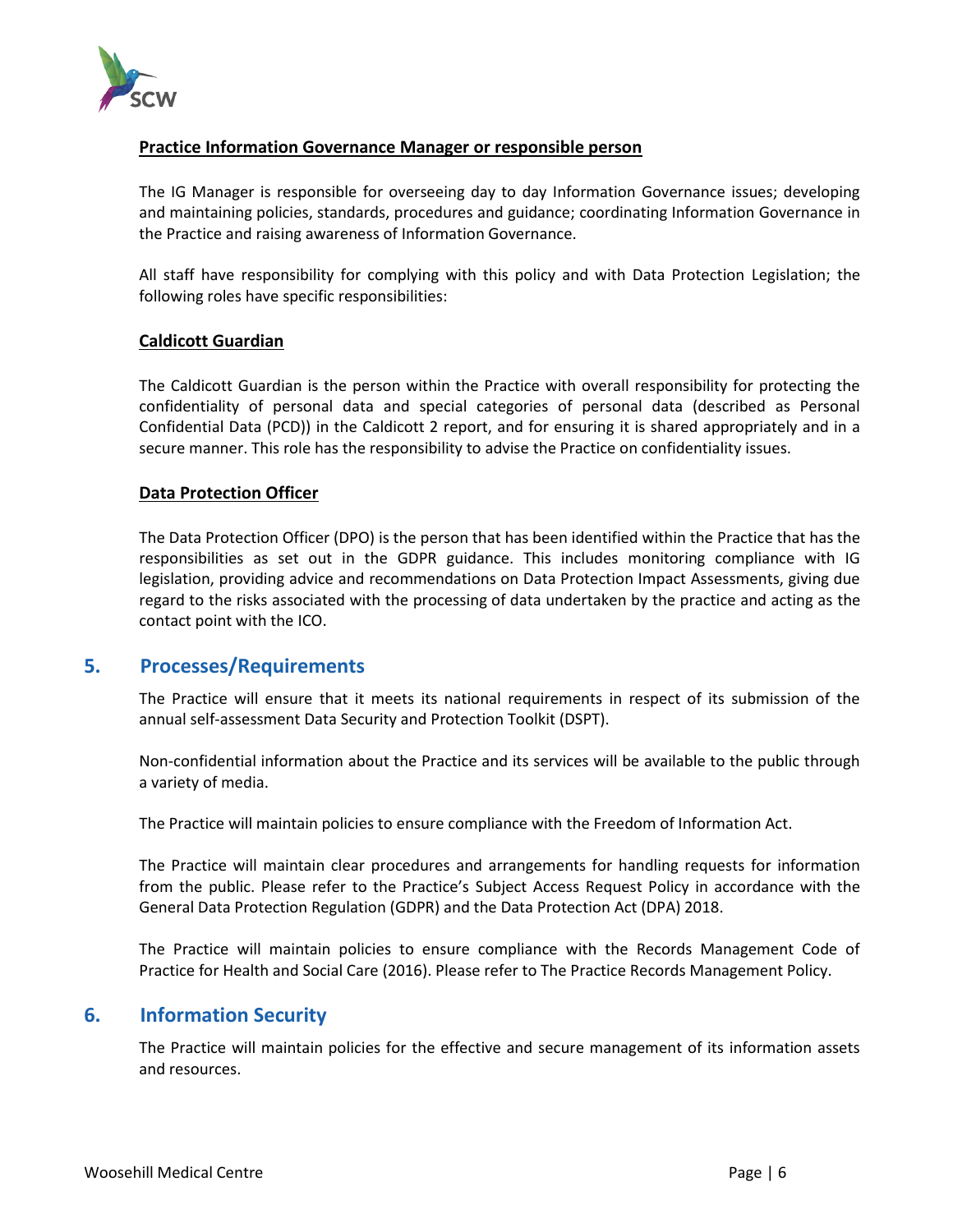**Practice Information Governance Manager or responsible person**

The IG Manager is responsible for overseeing day to day Information Governance issues; developing and maintaining policies, standards, procedures and guidance; coordinating Information Governance in the Practice and raising awareness of Information Governance.

All staff have responsibility for complying with this policy and with Data Protection Legislation; the following roles have specific responsibilities:

**Caldicott Guardian**

The Caldicott Guardian is the person within the Practice with overall responsibility for protecting the confidentiality of personal data and special categories of personal data (described as Personal Confidential Data (PCD)) in the Caldicott 2 report, and for ensuring it is shared appropriately and in a secure manner. This role has the responsibility to advise the Practice on confidentiality issues.

**Data Protection Officer**

The Data Protection Officer (DPO) is the person that has been identified within the Practice that has the responsibilities as set out in the GDPR guidance. This includes monitoring compliance with IG legislation, providing advice and recommendations on Data Protection Impact Assessments, giving due regard to the risks associated with the processing of data undertaken by the practice and acting as the contact point with the ICO.

## 5. Processes/Requirements

The Practice will ensure that it meets its national requirements in respect of its submission of the annual self-assessment Data Security and Protection Toolkit (DSPT).

Non-confidential information about the Practice and its services will be available to the public through a variety of media.

The Practice will maintain policies to ensure compliance with the Freedom of Information Act.

The Practice will maintain clear procedures and arrangements for handling requests for information from the public. Please refer to the Practice's Subject Access Request Policy in accordance with the General Data Protection Regulation (GDPR) and the Data Protection Act (DPA) 2018.

The Practice will maintain policies to ensure compliance with the Records Management Code of Practice for Health and Social Care (2016). Please refer to The Practice Records Management Policy.

## 6. Information Security

The Practice will maintain policies for the effective and secure management of its information assets and resources.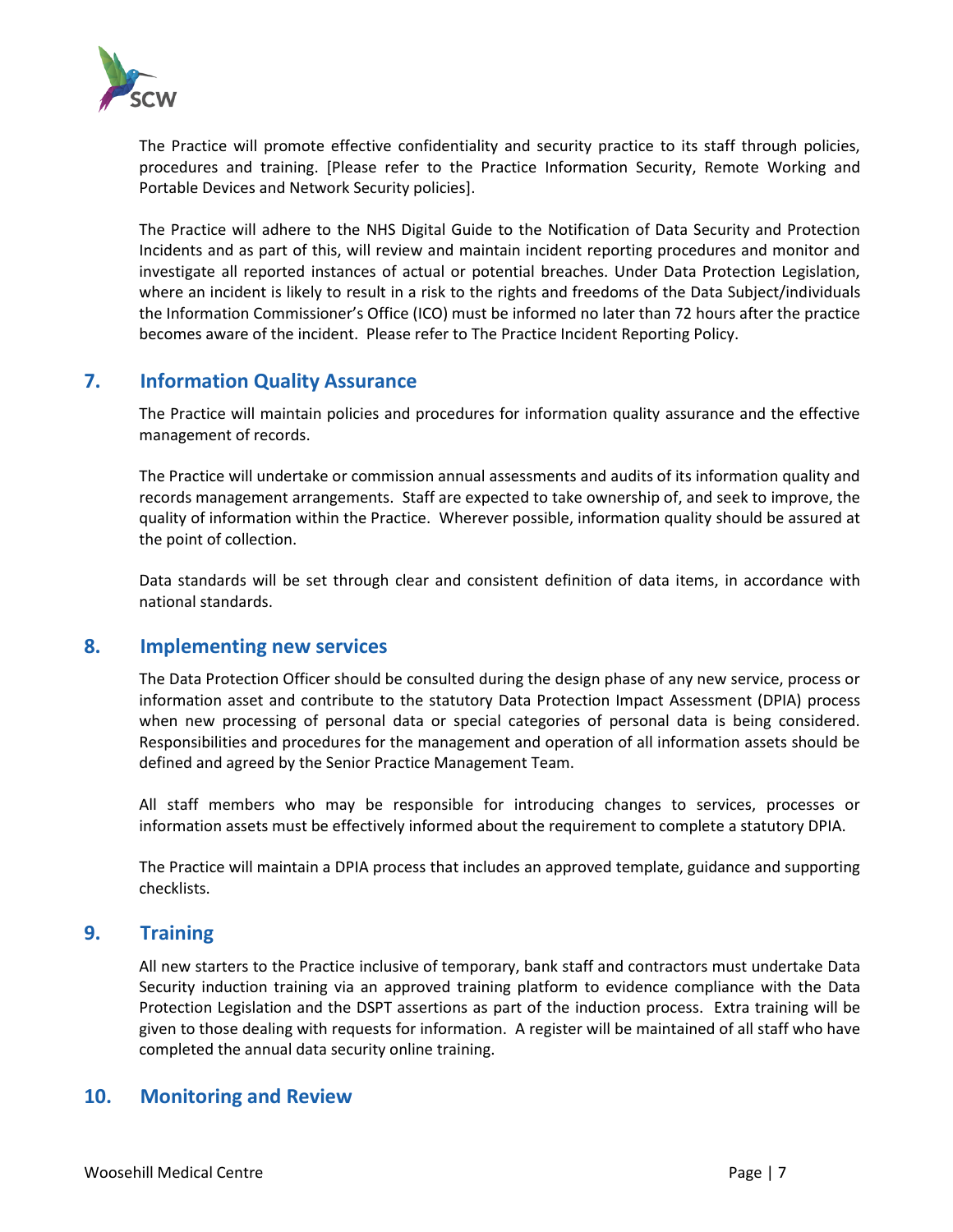The Practice will promote effective confidentiality and security practice to its staff through policies, procedures and training. [Please refer to the Practice Information Security, Remote Working and Portable Devices and Network Security policies].

The Practice will adhere to the NHS Digital Guide to the Notification of Data Security and Protection Incidents and as part of this, will review and maintain incident reporting procedures and monitor and investigate all reported instances of actual or potential breaches. Under Data Protection Legislation, where an incident is likely to result in a risk to the rights and freedoms of the Data Subject/individuals the Information Commissioner's Office (ICO) must be informed no later than 72 hours after the practice becomes aware of the incident. Please refer to The Practice Incident Reporting Policy.

## 7. Information Quality Assurance

The Practice will maintain policies and procedures for information quality assurance and the effective management of records.

The Practice will undertake or commission annual assessments and audits of its information quality and records management arrangements. Staff are expected to take ownership of, and seek to improve, the quality of information within the Practice. Wherever possible, information quality should be assured at the point of collection.

Data standards will be set through clear and consistent definition of data items, in accordance with national standards.

## 8. Implementing new services

The Data Protection Officer should be consulted during the design phase of any new service, process or information asset and contribute to the statutory Data Protection Impact Assessment (DPIA) process when new processing of personal data or special categories of personal data is being considered. Responsibilities and procedures for the management and operation of all information assets should be defined and agreed by the Senior Practice Management Team.

All staff members who may be responsible for introducing changes to services, processes or information assets must be effectively informed about the requirement to complete a statutory DPIA.

The Practice will maintain a DPIA process that includes an approved template, guidance and supporting checklists.

## 9. Training

All new starters to the Practice inclusive of temporary, bank staff and contractors must undertake Data Security induction training via an approved training platform to evidence compliance with the Data Protection Legislation and the DSPT assertions as part of the induction process. Extra training will be given to those dealing with requests for information. A register will be maintained of all staff who have completed the annual data security online training.

## 10. Monitoring and Review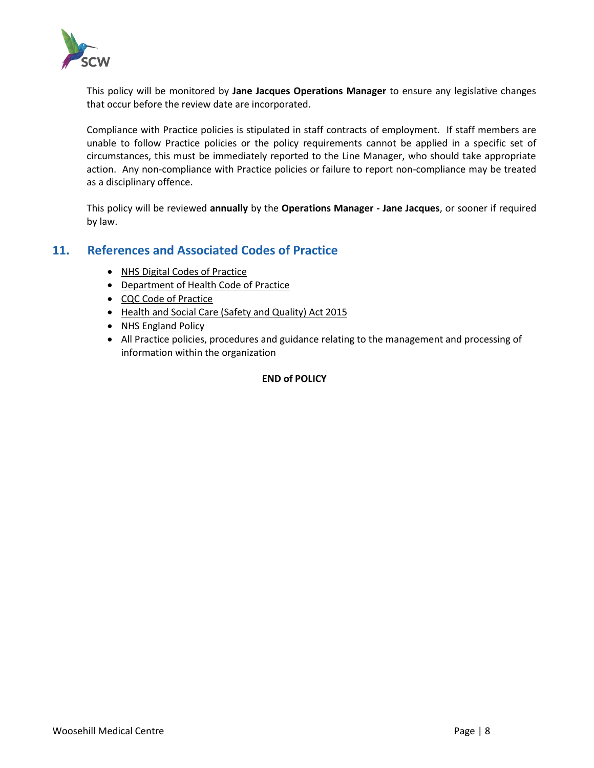This policy will be monitored by **Jane Jacques Operations Manager** to ensure any legislative changes that occur before the review date are incorporated.

Compliance with Practice policies is stipulated in staff contracts of employment. If staff members are unable to follow Practice policies or the policy requirements cannot be applied in a specific set of circumstances, this must be immediately reported to the Line Manager, who should take appropriate action. Any non-compliance with Practice policies or failure to report non-compliance may be treated as a disciplinary offence.

This policy will be reviewed **annually** by the **Operations Manager - Jane Jacques**, or sooner if required by law.

## 11. References and Associated Codes of Practice

- NHS Digital Codes of Practice
- Department of Health Code of Practice
- CQC Code of Practice
- Health and Social Care (Safety and Quality) Act 2015
- NHS England Policy
- All Practice policies, procedures and guidance relating to the management and processing of information within the organization

**END of POLICY**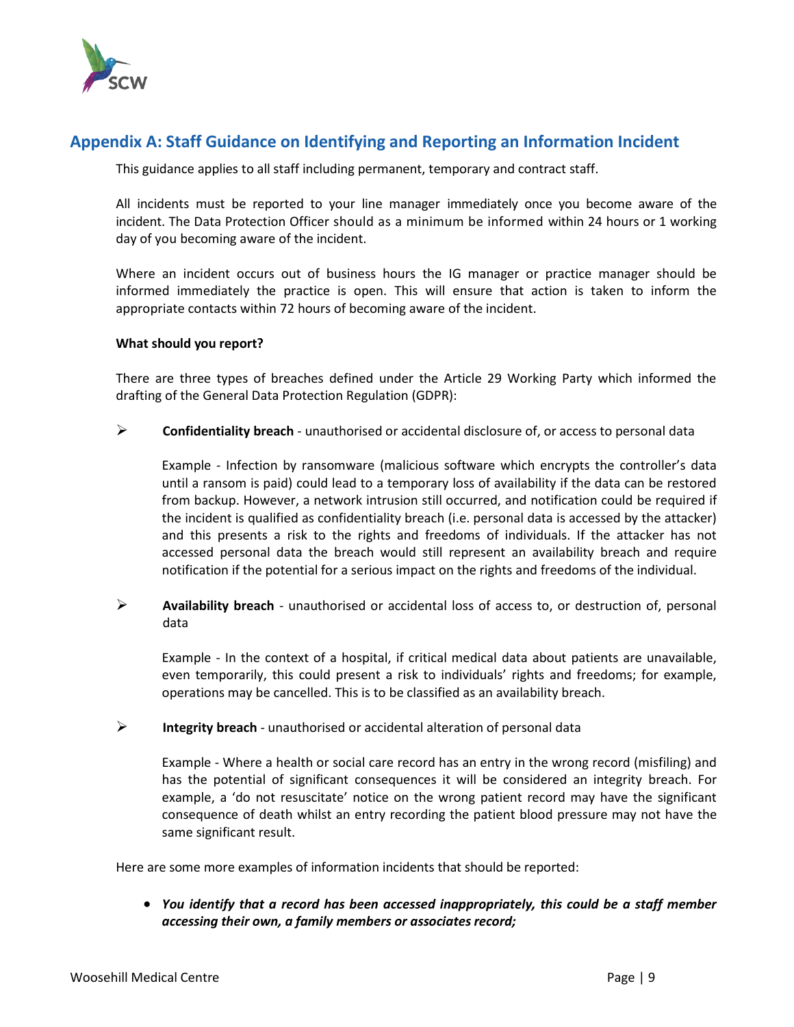## Appendix A: Staff Guidance on Identifying and Reporting an Information Incident

This guidance applies to all staff including permanent, temporary and contract staff.

All incidents must be reported to your line manager immediately once you become aware of the incident. The Data Protection Officer should as a minimum be informed within 24 hours or 1 working day of you becoming aware of the incident.

Where an incident occurs out of business hours the IG manager or practice manager should be informed immediately the practice is open. This will ensure that action is taken to inform the appropriate contacts within 72 hours of becoming aware of the incident.

**What should you report?**

There are three types of breaches defined under the Article 29 Working Party which informed the drafting of the General Data Protection Regulation (GDPR):

- **Confidentiality breach** - unauthorised or accidental disclosure of, or access to personal data

  Example - Infection by ransomware (malicious software which encrypts the controller's data until a ransom is paid) could lead to a temporary loss of availability if the data can be restored from backup. However, a network intrusion still occurred, and notification could be required if the incident is qualified as confidentiality breach (i.e. personal data is accessed by the attacker) and this presents a risk to the rights and freedoms of individuals. If the attacker has not accessed personal data the breach would still represent an availability breach and require notification if the potential for a serious impact on the rights and freedoms of the individual.

- **Availability breach** - unauthorised or accidental loss of access to, or destruction of, personal data

  Example - In the context of a hospital, if critical medical data about patients are unavailable, even temporarily, this could present a risk to individuals' rights and freedoms; for example, operations may be cancelled. This is to be classified as an availability breach.

- **Integrity breach** - unauthorised or accidental alteration of personal data

  Example - Where a health or social care record has an entry in the wrong record (misfiling) and has the potential of significant consequences it will be considered an integrity breach. For example, a 'do not resuscitate' notice on the wrong patient record may have the significant consequence of death whilst an entry recording the patient blood pressure may not have the same significant result.

Here are some more examples of information incidents that should be reported:

- ***You identify that a record has been accessed inappropriately, this could be a staff member accessing their own, a family members or associates record;***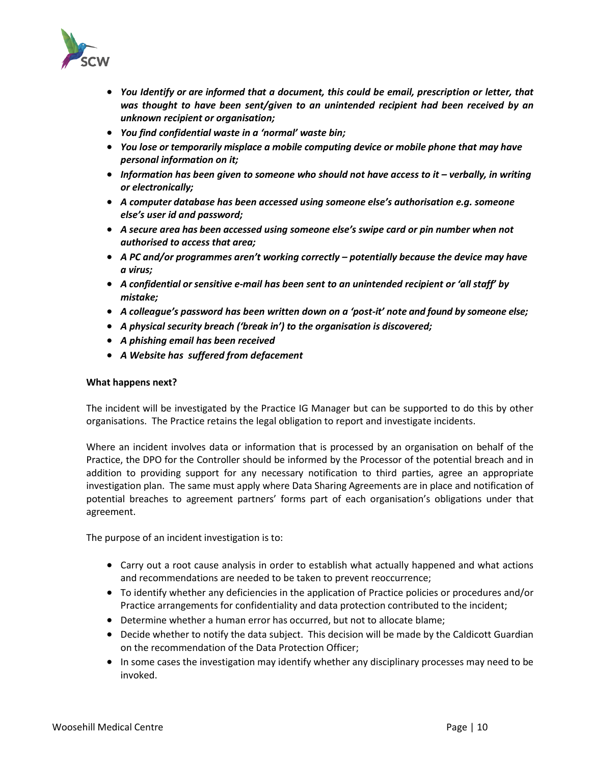- ***You Identify or are informed that a document, this could be email, prescription or letter, that was thought to have been sent/given to an unintended recipient had been received by an unknown recipient or organisation;***
- ***You find confidential waste in a 'normal' waste bin;***
- ***You lose or temporarily misplace a mobile computing device or mobile phone that may have personal information on it;***
- ***Information has been given to someone who should not have access to it – verbally, in writing or electronically;***
- ***A computer database has been accessed using someone else's authorisation e.g. someone else's user id and password;***
- ***A secure area has been accessed using someone else's swipe card or pin number when not authorised to access that area;***
- ***A PC and/or programmes aren't working correctly – potentially because the device may have a virus;***
- ***A confidential or sensitive e-mail has been sent to an unintended recipient or 'all staff' by mistake;***
- ***A colleague's password has been written down on a 'post-it' note and found by someone else;***
- ***A physical security breach ('break in') to the organisation is discovered;***
- ***A phishing email has been received***
- ***A Website has suffered from defacement***

**What happens next?**

The incident will be investigated by the Practice IG Manager but can be supported to do this by other organisations. The Practice retains the legal obligation to report and investigate incidents.

Where an incident involves data or information that is processed by an organisation on behalf of the Practice, the DPO for the Controller should be informed by the Processor of the potential breach and in addition to providing support for any necessary notification to third parties, agree an appropriate investigation plan. The same must apply where Data Sharing Agreements are in place and notification of potential breaches to agreement partners' forms part of each organisation's obligations under that agreement.

The purpose of an incident investigation is to:

- Carry out a root cause analysis in order to establish what actually happened and what actions and recommendations are needed to be taken to prevent reoccurrence;
- To identify whether any deficiencies in the application of Practice policies or procedures and/or Practice arrangements for confidentiality and data protection contributed to the incident;
- Determine whether a human error has occurred, but not to allocate blame;
- Decide whether to notify the data subject. This decision will be made by the Caldicott Guardian on the recommendation of the Data Protection Officer;
- In some cases the investigation may identify whether any disciplinary processes may need to be invoked.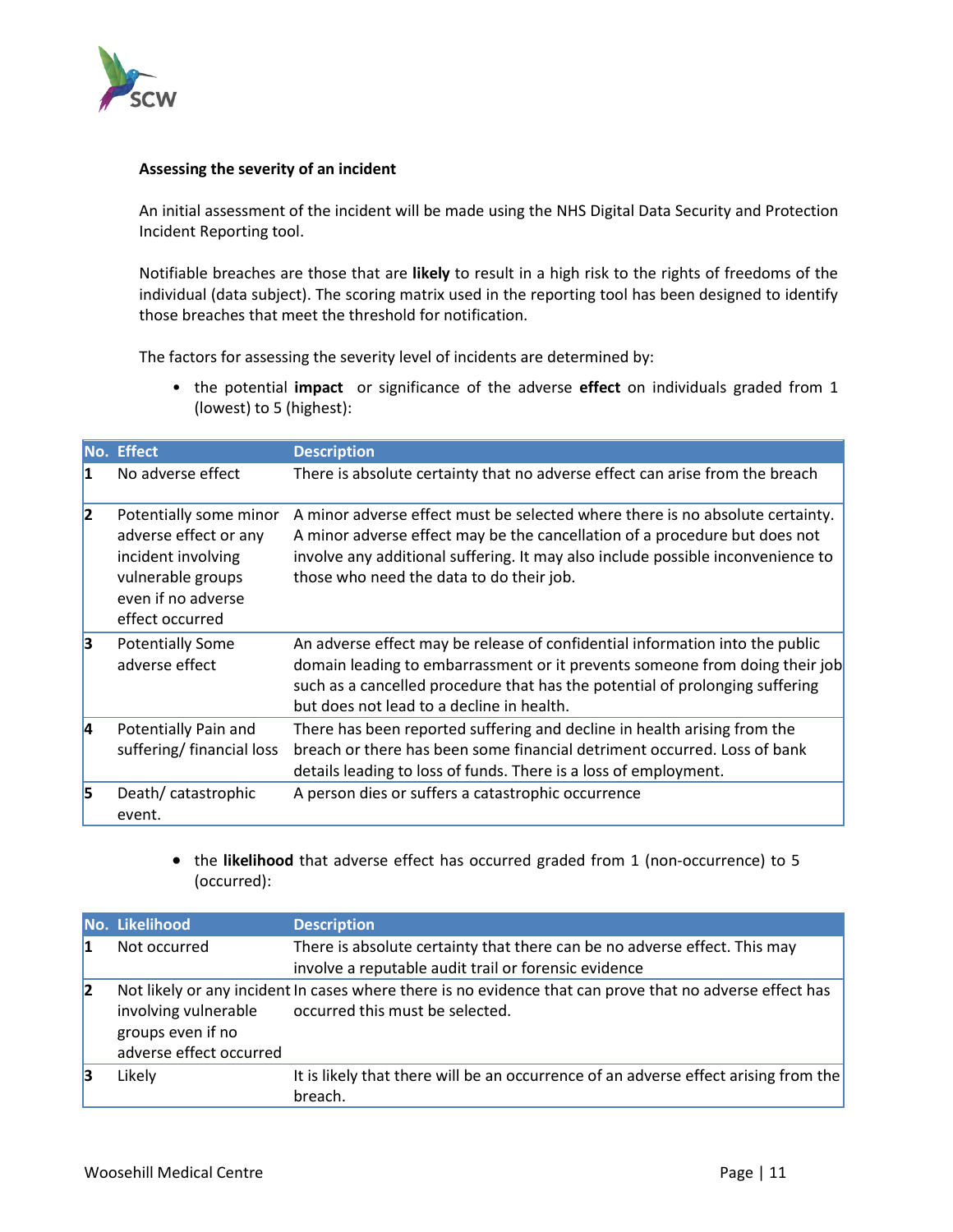**Assessing the severity of an incident**

An initial assessment of the incident will be made using the NHS Digital Data Security and Protection Incident Reporting tool.

Notifiable breaches are those that are **likely** to result in a high risk to the rights of freedoms of the individual (data subject). The scoring matrix used in the reporting tool has been designed to identify those breaches that meet the threshold for notification.

The factors for assessing the severity level of incidents are determined by:

- the potential **impact** or significance of the adverse **effect** on individuals graded from 1 (lowest) to 5 (highest):

| No. | Effect | Description |
|---|---|---|
| 1 | No adverse effect | There is absolute certainty that no adverse effect can arise from the breach |
| 2 | Potentially some minor adverse effect or any incident involving vulnerable groups even if no adverse effect occurred | A minor adverse effect must be selected where there is no absolute certainty. A minor adverse effect may be the cancellation of a procedure but does not involve any additional suffering. It may also include possible inconvenience to those who need the data to do their job. |
| 3 | Potentially Some adverse effect | An adverse effect may be release of confidential information into the public domain leading to embarrassment or it prevents someone from doing their job such as a cancelled procedure that has the potential of prolonging suffering but does not lead to a decline in health. |
| 4 | Potentially Pain and suffering/ financial loss | There has been reported suffering and decline in health arising from the breach or there has been some financial detriment occurred. Loss of bank details leading to loss of funds. There is a loss of employment. |
| 5 | Death/ catastrophic event. | A person dies or suffers a catastrophic occurrence |

- the **likelihood** that adverse effect has occurred graded from 1 (non-occurrence) to 5 (occurred):

| No. | Likelihood | Description |
|---|---|---|
| 1 | Not occurred | There is absolute certainty that there can be no adverse effect. This may involve a reputable audit trail or forensic evidence |
| 2 | Not likely or any incident involving vulnerable groups even if no adverse effect occurred | In cases where there is no evidence that can prove that no adverse effect has occurred this must be selected. |
| 3 | Likely | It is likely that there will be an occurrence of an adverse effect arising from the breach. |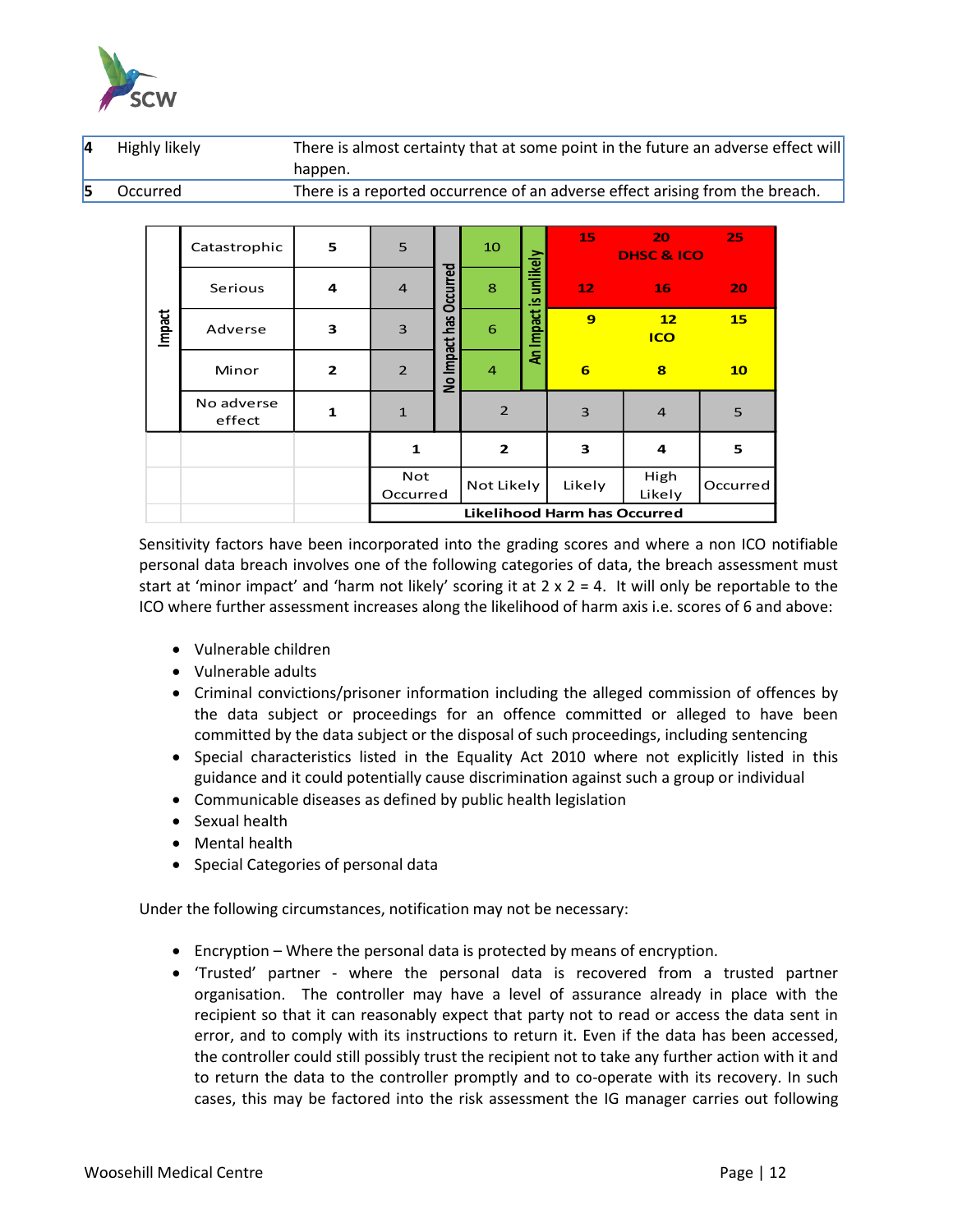| | | |
|---|---|---|
| 4 | Highly likely | There is almost certainty that at some point in the future an adverse effect will happen. |
| 5 | Occurred | There is a reported occurrence of an adverse effect arising from the breach. |

| Impact | | | | | | | | | |
|---|---|---|---|---|---|---|---|---|---|
| Impact | Catastrophic | 5 | 5 | No Impact has Occurred | 10 | An Impact is unlikely | 15 | 20 DHSC & ICO | 25 |
| | Serious | 4 | 4 | | 8 | | 12 | 16 | 20 |
| | Adverse | 3 | 3 | | 6 | | 9 | 12 ICO | 15 |
| | Minor | 2 | 2 | | 4 | | 6 | 8 | 10 |
| | No adverse effect | 1 | 1 | | 2 | | 3 | 4 | 5 |
| | | | 1 | | 2 | | 3 | 4 | 5 |
| | | | Not Occurred | | Not Likely | | Likely | High Likely | Occurred |
| | | | Likelihood Harm has Occurred | | | | | | |

Sensitivity factors have been incorporated into the grading scores and where a non ICO notifiable personal data breach involves one of the following categories of data, the breach assessment must start at 'minor impact' and 'harm not likely' scoring it at 2 x 2 = 4. It will only be reportable to the ICO where further assessment increases along the likelihood of harm axis i.e. scores of 6 and above:

- Vulnerable children
- Vulnerable adults
- Criminal convictions/prisoner information including the alleged commission of offences by the data subject or proceedings for an offence committed or alleged to have been committed by the data subject or the disposal of such proceedings, including sentencing
- Special characteristics listed in the Equality Act 2010 where not explicitly listed in this guidance and it could potentially cause discrimination against such a group or individual
- Communicable diseases as defined by public health legislation
- Sexual health
- Mental health
- Special Categories of personal data

Under the following circumstances, notification may not be necessary:

- Encryption – Where the personal data is protected by means of encryption.
- 'Trusted' partner - where the personal data is recovered from a trusted partner organisation. The controller may have a level of assurance already in place with the recipient so that it can reasonably expect that party not to read or access the data sent in error, and to comply with its instructions to return it. Even if the data has been accessed, the controller could still possibly trust the recipient not to take any further action with it and to return the data to the controller promptly and to co-operate with its recovery. In such cases, this may be factored into the risk assessment the IG manager carries out following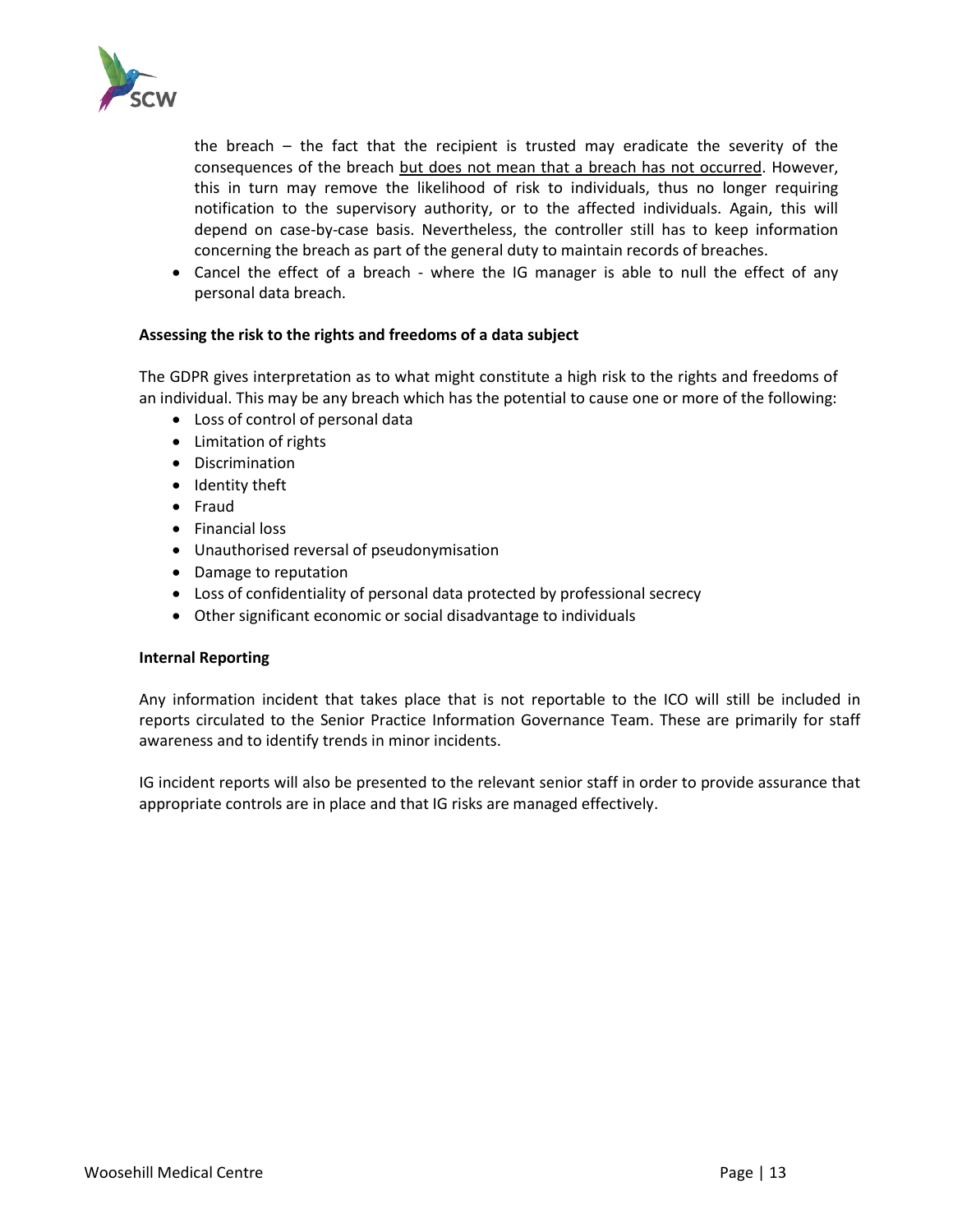the breach – the fact that the recipient is trusted may eradicate the severity of the consequences of the breach but does not mean that a breach has not occurred. However, this in turn may remove the likelihood of risk to individuals, thus no longer requiring notification to the supervisory authority, or to the affected individuals. Again, this will depend on case-by-case basis. Nevertheless, the controller still has to keep information concerning the breach as part of the general duty to maintain records of breaches.

- Cancel the effect of a breach - where the IG manager is able to null the effect of any personal data breach.

**Assessing the risk to the rights and freedoms of a data subject**

The GDPR gives interpretation as to what might constitute a high risk to the rights and freedoms of an individual. This may be any breach which has the potential to cause one or more of the following:

- Loss of control of personal data
- Limitation of rights
- Discrimination
- Identity theft
- Fraud
- Financial loss
- Unauthorised reversal of pseudonymisation
- Damage to reputation
- Loss of confidentiality of personal data protected by professional secrecy
- Other significant economic or social disadvantage to individuals

**Internal Reporting**

Any information incident that takes place that is not reportable to the ICO will still be included in reports circulated to the Senior Practice Information Governance Team. These are primarily for staff awareness and to identify trends in minor incidents.

IG incident reports will also be presented to the relevant senior staff in order to provide assurance that appropriate controls are in place and that IG risks are managed effectively.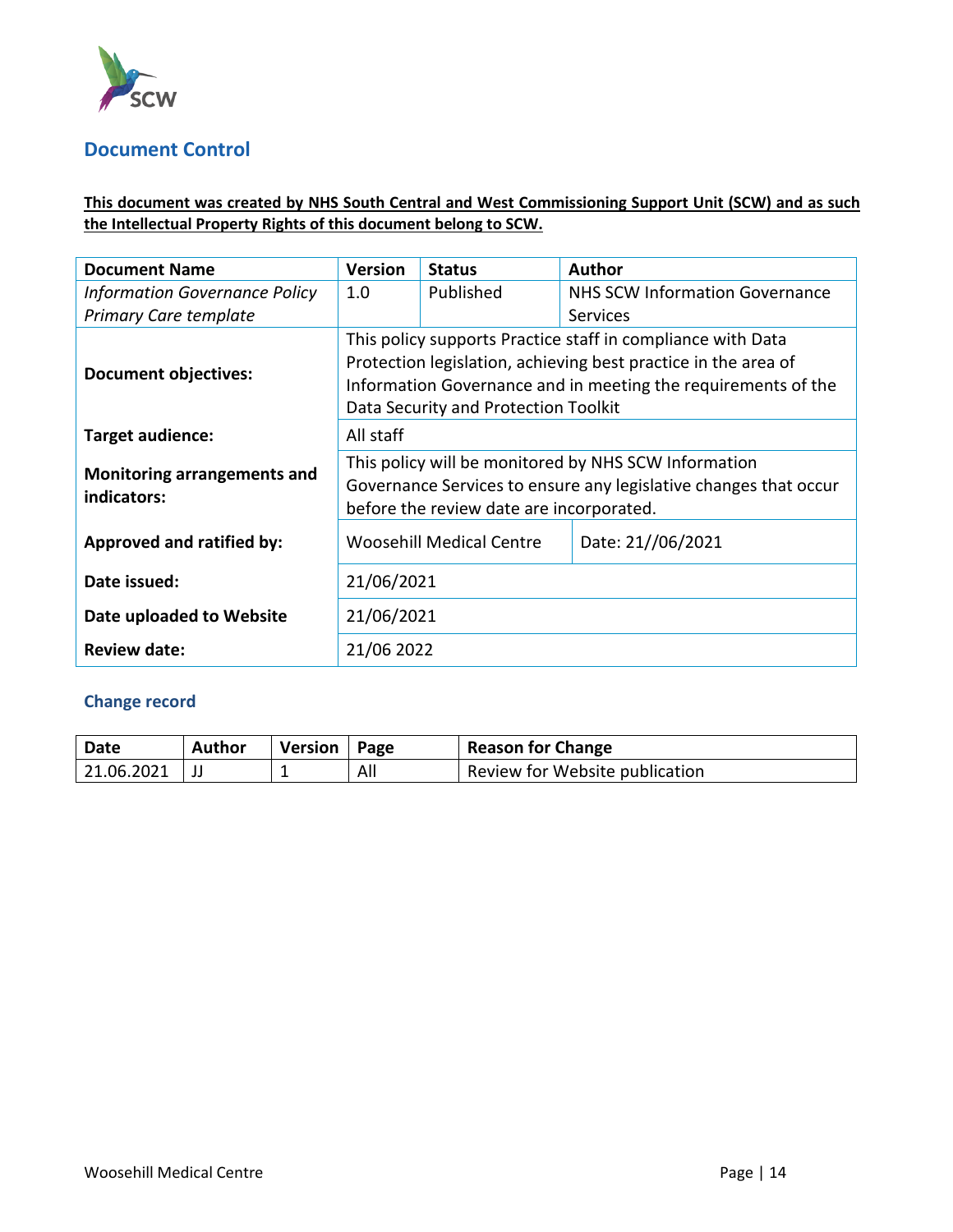## Document Control

**This document was created by NHS South Central and West Commissioning Support Unit (SCW) and as such the Intellectual Property Rights of this document belong to SCW.**

| **Document Name** | **Version** | **Status** | **Author** |
|---|---|---|---|
| *Information Governance Policy Primary Care template* | 1.0 | Published | NHS SCW Information Governance Services |
| **Document objectives:** | This policy supports Practice staff in compliance with Data Protection legislation, achieving best practice in the area of Information Governance and in meeting the requirements of the Data Security and Protection Toolkit | | |
| **Target audience:** | All staff | | |
| **Monitoring arrangements and indicators:** | This policy will be monitored by NHS SCW Information Governance Services to ensure any legislative changes that occur before the review date are incorporated. | | |
| **Approved and ratified by:** | Woosehill Medical Centre | | Date: 21//06/2021 |
| **Date issued:** | 21/06/2021 | | |
| **Date uploaded to Website** | 21/06/2021 | | |
| **Review date:** | 21/06 2022 | | |

### Change record

| Date | Author | Version | Page | Reason for Change |
|---|---|---|---|---|
| 21.06.2021 | JJ | 1 | All | Review for Website publication |